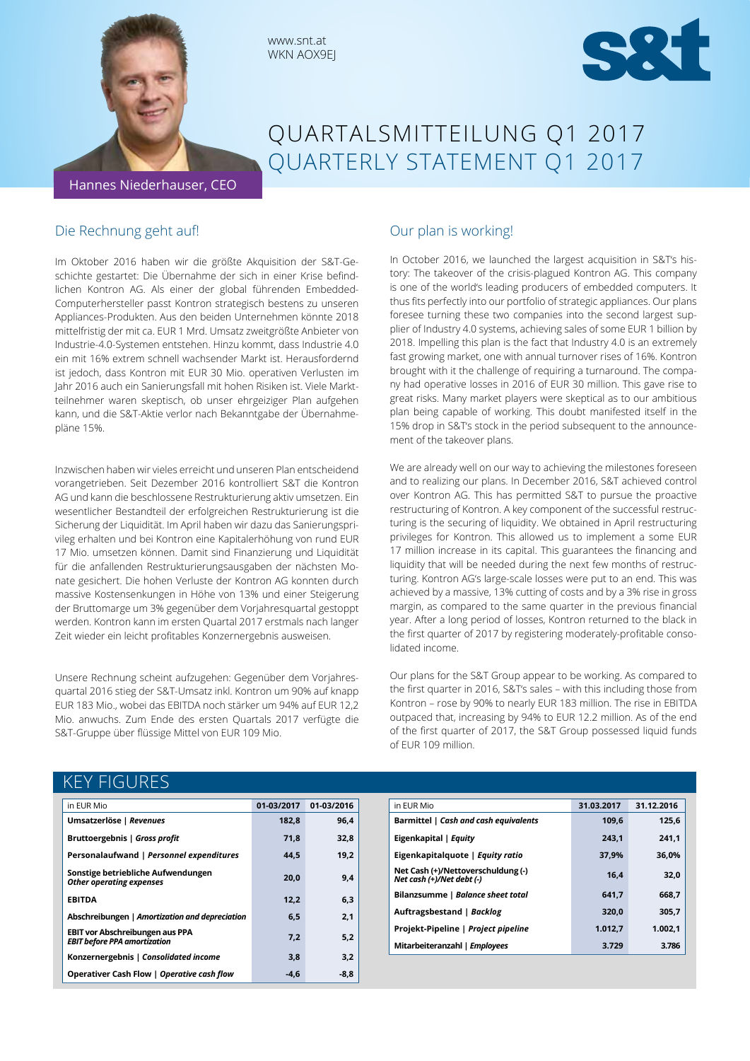www.snt.at
WKN AOX9EJ

# QUARTALSMITTEILUNG Q1 2017
# QUARTERLY STATEMENT Q1 2017

Hannes Niederhauser, CEO

## Die Rechnung geht auf!

Im Oktober 2016 haben wir die größte Akquisition der S&T-Geschichte gestartet: Die Übernahme der sich in einer Krise befindlichen Kontron AG. Als einer der global führenden Embedded-Computerhersteller passt Kontron strategisch bestens zu unseren Appliances-Produkten. Aus den beiden Unternehmen könnte 2018 mittelfristig der mit ca. EUR 1 Mrd. Umsatz zweitgrößte Anbieter von Industrie-4.0-Systemen entstehen. Hinzu kommt, dass Industrie 4.0 ein mit 16% extrem schnell wachsender Markt ist. Herausfordernd ist jedoch, dass Kontron mit EUR 30 Mio. operativen Verlusten im Jahr 2016 auch ein Sanierungsfall mit hohen Risiken ist. Viele Marktteilnehmer waren skeptisch, ob unser ehrgeiziger Plan aufgehen kann, und die S&T-Aktie verlor nach Bekanntgabe der Übernahmepläne 15%.

Inzwischen haben wir vieles erreicht und unseren Plan entscheidend vorangetrieben. Seit Dezember 2016 kontrolliert S&T die Kontron AG und kann die beschlossene Restrukturierung aktiv umsetzen. Ein wesentlicher Bestandteil der erfolgreichen Restrukturierung ist die Sicherung der Liquidität. Im April haben wir dazu das Sanierungsprivileg erhalten und bei Kontron eine Kapitalerhöhung von rund EUR 17 Mio. umsetzen können. Damit sind Finanzierung und Liquidität für die anfallenden Restrukturierungsausgaben der nächsten Monate gesichert. Die hohen Verluste der Kontron AG konnten durch massive Kostensenkungen in Höhe von 13% und einer Steigerung der Bruttomarge um 3% gegenüber dem Vorjahresquartal gestoppt werden. Kontron kann im ersten Quartal 2017 erstmals nach langer Zeit wieder ein leicht profitables Konzernergebnis ausweisen.

Unsere Rechnung scheint aufzugehen: Gegenüber dem Vorjahresquartal 2016 stieg der S&T-Umsatz inkl. Kontron um 90% auf knapp EUR 183 Mio., wobei das EBITDA noch stärker um 94% auf EUR 12,2 Mio. anwuchs. Zum Ende des ersten Quartals 2017 verfügte die S&T-Gruppe über flüssige Mittel von EUR 109 Mio.

## Our plan is working!

In October 2016, we launched the largest acquisition in S&T's history: The takeover of the crisis-plagued Kontron AG. This company is one of the world's leading producers of embedded computers. It thus fits perfectly into our portfolio of strategic appliances. Our plans foresee turning these two companies into the second largest supplier of Industry 4.0 systems, achieving sales of some EUR 1 billion by 2018. Impelling this plan is the fact that Industry 4.0 is an extremely fast growing market, one with annual turnover rises of 16%. Kontron brought with it the challenge of requiring a turnaround. The company had operative losses in 2016 of EUR 30 million. This gave rise to great risks. Many market players were skeptical as to our ambitious plan being capable of working. This doubt manifested itself in the 15% drop in S&T's stock in the period subsequent to the announcement of the takeover plans.

We are already well on our way to achieving the milestones foreseen and to realizing our plans. In December 2016, S&T achieved control over Kontron AG. This has permitted S&T to pursue the proactive restructuring of Kontron. A key component of the successful restructuring is the securing of liquidity. We obtained in April restructuring privileges for Kontron. This allowed us to implement a some EUR 17 million increase in its capital. This guarantees the financing and liquidity that will be needed during the next few months of restructuring. Kontron AG's large-scale losses were put to an end. This was achieved by a massive, 13% cutting of costs and by a 3% rise in gross margin, as compared to the same quarter in the previous financial year. After a long period of losses, Kontron returned to the black in the first quarter of 2017 by registering moderately-profitable consolidated income.

Our plans for the S&T Group appear to be working. As compared to the first quarter in 2016, S&T's sales – with this including those from Kontron – rose by 90% to nearly EUR 183 million. The rise in EBITDA outpaced that, increasing by 94% to EUR 12.2 million. As of the end of the first quarter of 2017, the S&T Group possessed liquid funds of EUR 109 million.

## KEY FIGURES

| in EUR Mio | 01-03/2017 | 01-03/2016 |
|---|---|---|
| **Umsatzerlöse** \| ***Revenues*** | 182,8 | 96,4 |
| **Bruttoergebnis** \| ***Gross profit*** | 71,8 | 32,8 |
| **Personalaufwand** \| ***Personnel expenditures*** | 44,5 | 19,2 |
| **Sonstige betriebliche Aufwendungen** ***Other operating expenses*** | 20,0 | 9,4 |
| **EBITDA** | 12,2 | 6,3 |
| **Abschreibungen** \| ***Amortization and depreciation*** | 6,5 | 2,1 |
| **EBIT vor Abschreibungen aus PPA** ***EBIT before PPA amortization*** | 7,2 | 5,2 |
| **Konzernergebnis** \| ***Consolidated income*** | 3,8 | 3,2 |
| **Operativer Cash Flow** \| ***Operative cash flow*** | -4,6 | -8,8 |

| in EUR Mio | 31.03.2017 | 31.12.2016 |
|---|---|---|
| **Barmittel** \| ***Cash and cash equivalents*** | 109,6 | 125,6 |
| **Eigenkapital** \| ***Equity*** | 243,1 | 241,1 |
| **Eigenkapitalquote** \| ***Equity ratio*** | 37,9% | 36,0% |
| **Net Cash (+)/Nettoverschuldung (-)** ***Net cash (+)/Net debt (-)*** | 16,4 | 32,0 |
| **Bilanzsumme** \| ***Balance sheet total*** | 641,7 | 668,7 |
| **Auftragsbestand** \| ***Backlog*** | 320,0 | 305,7 |
| **Projekt-Pipeline** \| ***Project pipeline*** | 1.012,7 | 1.002,1 |
| **Mitarbeiteranzahl** \| ***Employees*** | 3.729 | 3.786 |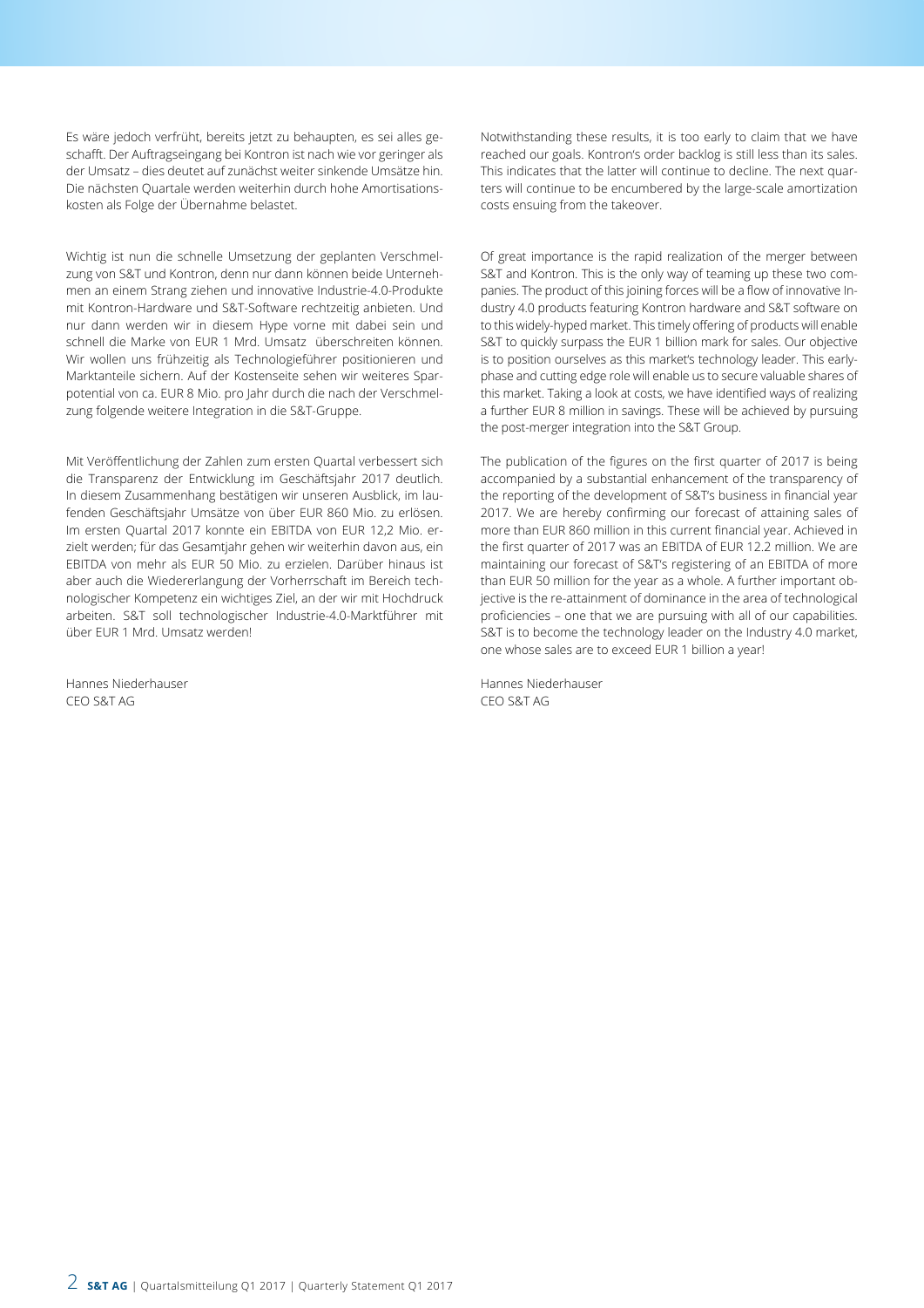Es wäre jedoch verfrüht, bereits jetzt zu behaupten, es sei alles geschafft. Der Auftragseingang bei Kontron ist nach wie vor geringer als der Umsatz – dies deutet auf zunächst weiter sinkende Umsätze hin. Die nächsten Quartale werden weiterhin durch hohe Amortisationskosten als Folge der Übernahme belastet.

Wichtig ist nun die schnelle Umsetzung der geplanten Verschmelzung von S&T und Kontron, denn nur dann können beide Unternehmen an einem Strang ziehen und innovative Industrie-4.0-Produkte mit Kontron-Hardware und S&T-Software rechtzeitig anbieten. Und nur dann werden wir in diesem Hype vorne mit dabei sein und schnell die Marke von EUR 1 Mrd. Umsatz überschreiten können. Wir wollen uns frühzeitig als Technologieführer positionieren und Marktanteile sichern. Auf der Kostenseite sehen wir weiteres Sparpotential von ca. EUR 8 Mio. pro Jahr durch die nach der Verschmelzung folgende weitere Integration in die S&T-Gruppe.

Mit Veröffentlichung der Zahlen zum ersten Quartal verbessert sich die Transparenz der Entwicklung im Geschäftsjahr 2017 deutlich. In diesem Zusammenhang bestätigen wir unseren Ausblick, im laufenden Geschäftsjahr Umsätze von über EUR 860 Mio. zu erlösen. Im ersten Quartal 2017 konnte ein EBITDA von EUR 12,2 Mio. erzielt werden; für das Gesamtjahr gehen wir weiterhin davon aus, ein EBITDA von mehr als EUR 50 Mio. zu erzielen. Darüber hinaus ist aber auch die Wiedererlangung der Vorherrschaft im Bereich technologischer Kompetenz ein wichtiges Ziel, an der wir mit Hochdruck arbeiten. S&T soll technologischer Industrie-4.0-Marktführer mit über EUR 1 Mrd. Umsatz werden!

Hannes Niederhauser
CEO S&T AG

Notwithstanding these results, it is too early to claim that we have reached our goals. Kontron's order backlog is still less than its sales. This indicates that the latter will continue to decline. The next quarters will continue to be encumbered by the large-scale amortization costs ensuing from the takeover.

Of great importance is the rapid realization of the merger between S&T and Kontron. This is the only way of teaming up these two companies. The product of this joining forces will be a flow of innovative Industry 4.0 products featuring Kontron hardware and S&T software on to this widely-hyped market. This timely offering of products will enable S&T to quickly surpass the EUR 1 billion mark for sales. Our objective is to position ourselves as this market's technology leader. This early-phase and cutting edge role will enable us to secure valuable shares of this market. Taking a look at costs, we have identified ways of realizing a further EUR 8 million in savings. These will be achieved by pursuing the post-merger integration into the S&T Group.

The publication of the figures on the first quarter of 2017 is being accompanied by a substantial enhancement of the transparency of the reporting of the development of S&T's business in financial year 2017. We are hereby confirming our forecast of attaining sales of more than EUR 860 million in this current financial year. Achieved in the first quarter of 2017 was an EBITDA of EUR 12.2 million. We are maintaining our forecast of S&T's registering of an EBITDA of more than EUR 50 million for the year as a whole. A further important objective is the re-attainment of dominance in the area of technological proficiencies – one that we are pursuing with all of our capabilities. S&T is to become the technology leader on the Industry 4.0 market, one whose sales are to exceed EUR 1 billion a year!

Hannes Niederhauser
CEO S&T AG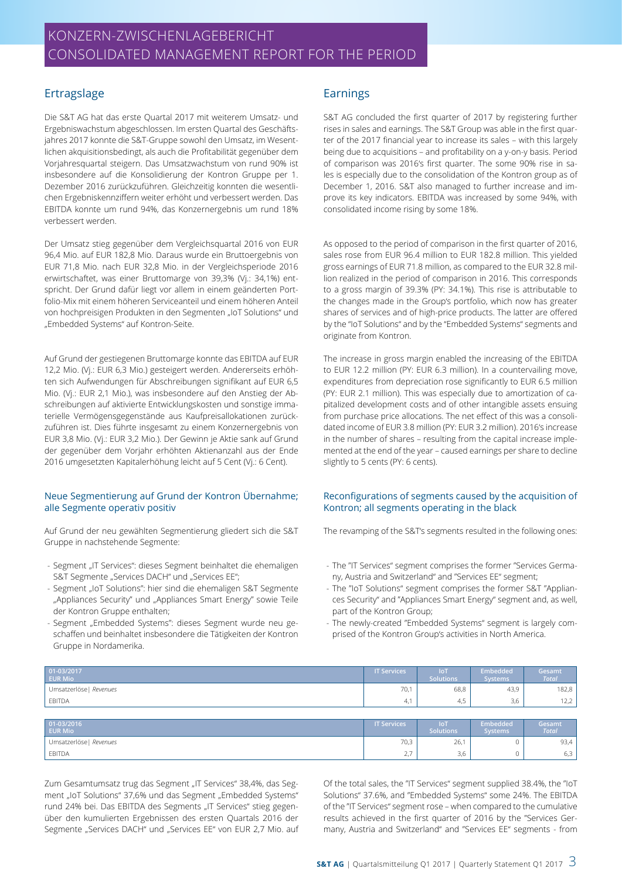# KONZERN-ZWISCHENLAGEBERICHT
# CONSOLIDATED MANAGEMENT REPORT FOR THE PERIOD

## Ertragslage

Die S&T AG hat das erste Quartal 2017 mit weiterem Umsatz- und Ergebniswachstum abgeschlossen. Im ersten Quartal des Geschäftsjahres 2017 konnte die S&T-Gruppe sowohl den Umsatz, im Wesentlichen akquisitionsbedingt, als auch die Profitabilität gegenüber dem Vorjahresquartal steigern. Das Umsatzwachstum von rund 90% ist insbesondere auf die Konsolidierung der Kontron Gruppe per 1. Dezember 2016 zurückzuführen. Gleichzeitig konnten die wesentlichen Ergebniskennziffern weiter erhöht und verbessert werden. Das EBITDA konnte um rund 94%, das Konzernergebnis um rund 18% verbessert werden.

Der Umsatz stieg gegenüber dem Vergleichsquartal 2016 von EUR 96,4 Mio. auf EUR 182,8 Mio. Daraus wurde ein Bruttoergebnis von EUR 71,8 Mio. nach EUR 32,8 Mio. in der Vergleichsperiode 2016 erwirtschaftet, was einer Bruttomarge von 39,3% (Vj.: 34,1%) entspricht. Der Grund dafür liegt vor allem in einem geänderten Portfolio-Mix mit einem höheren Serviceanteil und einem höheren Anteil von hochpreisigen Produkten in den Segmenten „IoT Solutions" und „Embedded Systems" auf Kontron-Seite.

Auf Grund der gestiegenen Bruttomarge konnte das EBITDA auf EUR 12,2 Mio. (Vj.: EUR 6,3 Mio.) gesteigert werden. Andererseits erhöhten sich Aufwendungen für Abschreibungen signifikant auf EUR 6,5 Mio. (Vj.: EUR 2,1 Mio.), was insbesondere auf den Anstieg der Abschreibungen auf aktivierte Entwicklungskosten und sonstige immaterielle Vermögensgegenstände aus Kaufpreisallokationen zurückzuführen ist. Dies führte insgesamt zu einem Konzernergebnis von EUR 3,8 Mio. (Vj.: EUR 3,2 Mio.). Der Gewinn je Aktie sank auf Grund der gegenüber dem Vorjahr erhöhten Aktienanzahl aus der Ende 2016 umgesetzten Kapitalerhöhung leicht auf 5 Cent (Vj.: 6 Cent).

### Neue Segmentierung auf Grund der Kontron Übernahme; alle Segmente operativ positiv

Auf Grund der neu gewählten Segmentierung gliedert sich die S&T Gruppe in nachstehende Segmente:

- Segment „IT Services": dieses Segment beinhaltet die ehemaligen S&T Segmente „Services DACH" und „Services EE";
- Segment „IoT Solutions": hier sind die ehemaligen S&T Segmente „Appliances Security" und „Appliances Smart Energy" sowie Teile der Kontron Gruppe enthalten;
- Segment „Embedded Systems": dieses Segment wurde neu geschaffen und beinhaltet insbesondere die Tätigkeiten der Kontron Gruppe in Nordamerika.

## Earnings

S&T AG concluded the first quarter of 2017 by registering further rises in sales and earnings. The S&T Group was able in the first quarter of the 2017 financial year to increase its sales – with this largely being due to acquisitions – and profitability on a y-on-y basis. Period of comparison was 2016's first quarter. The some 90% rise in sales is especially due to the consolidation of the Kontron group as of December 1, 2016. S&T also managed to further increase and improve its key indicators. EBITDA was increased by some 94%, with consolidated income rising by some 18%.

As opposed to the period of comparison in the first quarter of 2016, sales rose from EUR 96.4 million to EUR 182.8 million. This yielded gross earnings of EUR 71.8 million, as compared to the EUR 32.8 million realized in the period of comparison in 2016. This corresponds to a gross margin of 39.3% (PY: 34.1%). This rise is attributable to the changes made in the Group's portfolio, which now has greater shares of services and of high-price products. The latter are offered by the "IoT Solutions" and by the "Embedded Systems" segments and originate from Kontron.

The increase in gross margin enabled the increasing of the EBITDA to EUR 12.2 million (PY: EUR 6.3 million). In a countervailing move, expenditures from depreciation rose significantly to EUR 6.5 million (PY: EUR 2.1 million). This was especially due to amortization of capitalized development costs and of other intangible assets ensuing from purchase price allocations. The net effect of this was a consolidated income of EUR 3.8 million (PY: EUR 3.2 million). 2016's increase in the number of shares – resulting from the capital increase implemented at the end of the year – caused earnings per share to decline slightly to 5 cents (PY: 6 cents).

### Reconfigurations of segments caused by the acquisition of Kontron; all segments operating in the black

The revamping of the S&T's segments resulted in the following ones:

- The "IT Services" segment comprises the former "Services Germany, Austria and Switzerland" and "Services EE" segment;
- The "IoT Solutions" segment comprises the former S&T "Appliances Security" and "Appliances Smart Energy" segment and, as well, part of the Kontron Group;
- The newly-created "Embedded Systems" segment is largely comprised of the Kontron Group's activities in North America.

| 01-03/2017 EUR Mio | IT Services | IoT Solutions | Embedded Systems | Gesamt *Total* |
|---|---|---|---|---|
| Umsatzerlöse \| *Revenues* | 70,1 | 68,8 | 43,9 | 182,8 |
| EBITDA | 4,1 | 4,5 | 3,6 | 12,2 |

| 01-03/2016 EUR Mio | IT Services | IoT Solutions | Embedded Systems | Gesamt *Total* |
|---|---|---|---|---|
| Umsatzerlöse \| *Revenues* | 70,3 | 26,1 | 0 | 93,4 |
| EBITDA | 2,7 | 3,6 | 0 | 6,3 |

Zum Gesamtumsatz trug das Segment „IT Services" 38,4%, das Segment „IoT Solutions" 37,6% und das Segment „Embedded Systems" rund 24% bei. Das EBITDA des Segments „IT Services" stieg gegenüber den kumulierten Ergebnissen des ersten Quartals 2016 der Segmente „Services DACH" und „Services EE" von EUR 2,7 Mio. auf

Of the total sales, the "IT Services" segment supplied 38.4%, the "IoT Solutions" 37.6%, and "Embedded Systems" some 24%. The EBITDA of the "IT Services" segment rose – when compared to the cumulative results achieved in the first quarter of 2016 by the "Services Germany, Austria and Switzerland" and "Services EE" segments - from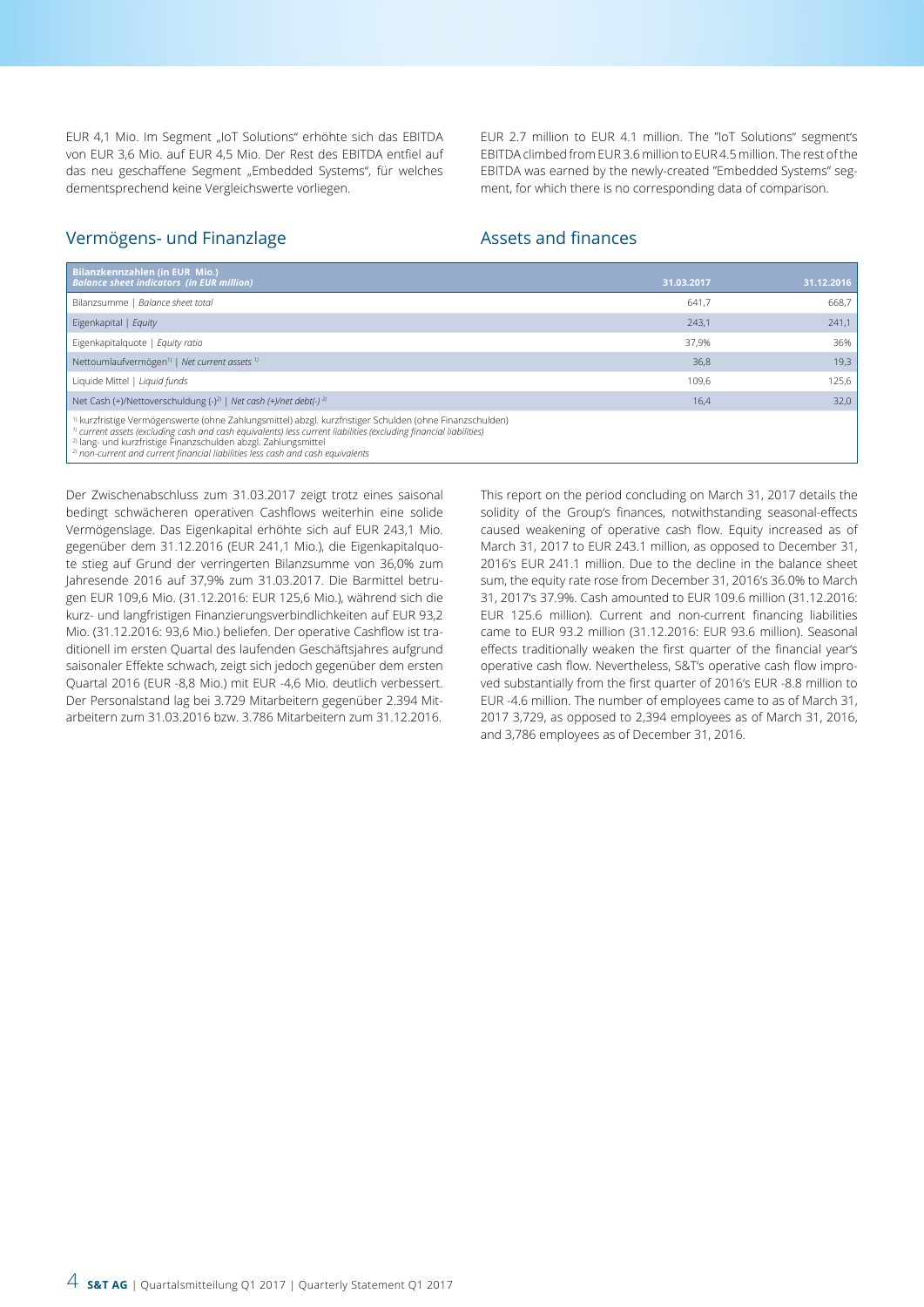EUR 4,1 Mio. Im Segment „IoT Solutions" erhöhte sich das EBITDA von EUR 3,6 Mio. auf EUR 4,5 Mio. Der Rest des EBITDA entfiel auf das neu geschaffene Segment „Embedded Systems", für welches dementsprechend keine Vergleichswerte vorliegen.

EUR 2.7 million to EUR 4.1 million. The "IoT Solutions" segment's EBITDA climbed from EUR 3.6 million to EUR 4.5 million. The rest of the EBITDA was earned by the newly-created "Embedded Systems" segment, for which there is no corresponding data of comparison.

## Vermögens- und Finanzlage

## Assets and finances

| **Bilanzkennzahlen (in EUR Mio.)** *Balance sheet indicators (in EUR million)* | 31.03.2017 | 31.12.2016 |
|---|---|---|
| Bilanzsumme \| *Balance sheet total* | 641,7 | 668,7 |
| Eigenkapital \| *Equity* | 243,1 | 241,1 |
| Eigenkapitalquote \| *Equity ratio* | 37,9% | 36% |
| Nettoumlaufvermögen[1] \| *Net current assets* [1] | 36,8 | 19,3 |
| Liquide Mittel \| *Liquid funds* | 109,6 | 125,6 |
| Net Cash (+)/Nettoverschuldung (-)[2] \| *Net cash (+)/net debt(-)* [2] | 16,4 | 32,0 |

[1] kurzfristige Vermögenswerte (ohne Zahlungsmittel) abzgl. kurzfristiger Schulden (ohne Finanzschulden)
[1] *current assets (excluding cash and cash equivalents) less current liabilities (excluding financial liabilities)*
[2] lang- und kurzfristige Finanzschulden abzgl. Zahlungsmittel
[2] *non-current and current financial liabilities less cash and cash equivalents*

Der Zwischenabschluss zum 31.03.2017 zeigt trotz eines saisonal bedingt schwächeren operativen Cashflows weiterhin eine solide Vermögenslage. Das Eigenkapital erhöhte sich auf EUR 243,1 Mio. gegenüber dem 31.12.2016 (EUR 241,1 Mio.), die Eigenkapitalquote stieg auf Grund der verringerten Bilanzsumme von 36,0% zum Jahresende 2016 auf 37,9% zum 31.03.2017. Die Barmittel betrugen EUR 109,6 Mio. (31.12.2016: EUR 125,6 Mio.), während sich die kurz- und langfristigen Finanzierungsverbindlichkeiten auf EUR 93,2 Mio. (31.12.2016: 93,6 Mio.) beliefen. Der operative Cashflow ist traditionell im ersten Quartal des laufenden Geschäftsjahres aufgrund saisonaler Effekte schwach, zeigt sich jedoch gegenüber dem ersten Quartal 2016 (EUR -8,8 Mio.) mit EUR -4,6 Mio. deutlich verbessert. Der Personalstand lag bei 3.729 Mitarbeitern gegenüber 2.394 Mitarbeitern zum 31.03.2016 bzw. 3.786 Mitarbeitern zum 31.12.2016.

This report on the period concluding on March 31, 2017 details the solidity of the Group's finances, notwithstanding seasonal-effects caused weakening of operative cash flow. Equity increased as of March 31, 2017 to EUR 243.1 million, as opposed to December 31, 2016's EUR 241.1 million. Due to the decline in the balance sheet sum, the equity rate rose from December 31, 2016's 36.0% to March 31, 2017's 37.9%. Cash amounted to EUR 109.6 million (31.12.2016: EUR 125.6 million). Current and non-current financing liabilities came to EUR 93.2 million (31.12.2016: EUR 93.6 million). Seasonal effects traditionally weaken the first quarter of the financial year's operative cash flow. Nevertheless, S&T's operative cash flow improved substantially from the first quarter of 2016's EUR -8.8 million to EUR -4.6 million. The number of employees came to as of March 31, 2017 3,729, as opposed to 2,394 employees as of March 31, 2016, and 3,786 employees as of December 31, 2016.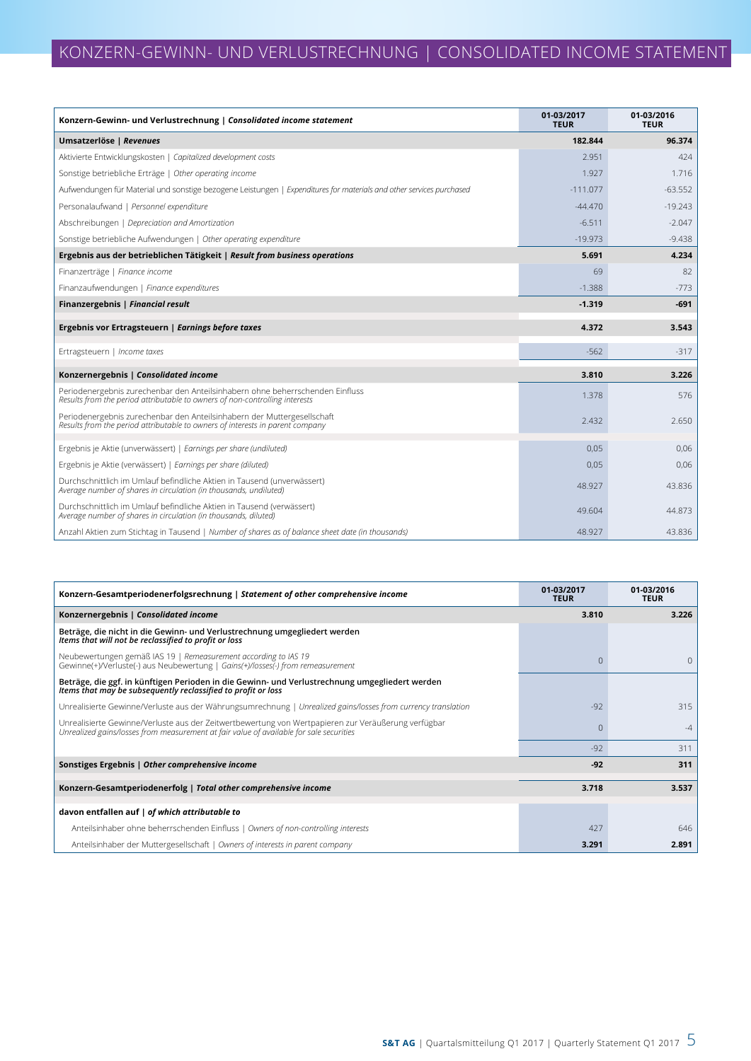# KONZERN-GEWINN- UND VERLUSTRECHNUNG | CONSOLIDATED INCOME STATEMENT

| **Konzern-Gewinn- und Verlustrechnung \| *Consolidated income statement*** | **01-03/2017 TEUR** | **01-03/2016 TEUR** |
|---|---|---|
| **Umsatzerlöse \| *Revenues*** | **182.844** | **96.374** |
| Aktivierte Entwicklungskosten \| *Capitalized development costs* | 2.951 | 424 |
| Sonstige betriebliche Erträge \| *Other operating income* | 1.927 | 1.716 |
| Aufwendungen für Material und sonstige bezogene Leistungen \| *Expenditures for materials and other services purchased* | -111.077 | -63.552 |
| Personalaufwand \| *Personnel expenditure* | -44.470 | -19.243 |
| Abschreibungen \| *Depreciation and Amortization* | -6.511 | -2.047 |
| Sonstige betriebliche Aufwendungen \| *Other operating expenditure* | -19.973 | -9.438 |
| **Ergebnis aus der betrieblichen Tätigkeit \| *Result from business operations*** | **5.691** | **4.234** |
| Finanzerträge \| *Finance income* | 69 | 82 |
| Finanzaufwendungen \| *Finance expenditures* | -1.388 | -773 |
| **Finanzergebnis \| *Financial result*** | **-1.319** | **-691** |
| **Ergebnis vor Ertragsteuern \| *Earnings before taxes*** | **4.372** | **3.543** |
| Ertragsteuern \| *Income taxes* | -562 | -317 |
| **Konzernergebnis \| *Consolidated income*** | **3.810** | **3.226** |
| Periodenergebnis zurechenbar den Anteilsinhabern ohne beherrschenden Einfluss *Results from the period attributable to owners of non-controlling interests* | 1.378 | 576 |
| Periodenergebnis zurechenbar den Anteilsinhabern der Muttergesellschaft *Results from the period attributable to owners of interests in parent company* | 2.432 | 2.650 |
| Ergebnis je Aktie (unverwässert) \| *Earnings per share (undiluted)* | 0,05 | 0,06 |
| Ergebnis je Aktie (verwässert) \| *Earnings per share (diluted)* | 0,05 | 0,06 |
| Durchschnittlich im Umlauf befindliche Aktien in Tausend (unverwässert) *Average number of shares in circulation (in thousands, undiluted)* | 48.927 | 43.836 |
| Durchschnittlich im Umlauf befindliche Aktien in Tausend (verwässert) *Average number of shares in circulation (in thousands, diluted)* | 49.604 | 44.873 |
| Anzahl Aktien zum Stichtag in Tausend \| *Number of shares as of balance sheet date (in thousands)* | 48.927 | 43.836 |

| **Konzern-Gesamtperiodenerfolgsrechnung \| *Statement of other comprehensive income*** | **01-03/2017 TEUR** | **01-03/2016 TEUR** |
|---|---|---|
| **Konzernergebnis \| *Consolidated income*** | **3.810** | **3.226** |
| **Beträge, die nicht in die Gewinn- und Verlustrechnung umgegliedert werden** ***Items that will not be reclassified to profit or loss*** | | |
| Neubewertungen gemäß IAS 19 \| *Remeasurement according to IAS 19* Gewinne(+)/Verluste(-) aus Neubewertung \| *Gains(+)/losses(-) from remeasurement* | 0 | 0 |
| **Beträge, die ggf. in künftigen Perioden in die Gewinn- und Verlustrechnung umgegliedert werden** ***Items that may be subsequently reclassified to profit or loss*** | | |
| Unrealisierte Gewinne/Verluste aus der Währungsumrechnung \| *Unrealized gains/losses from currency translation* | -92 | 315 |
| Unrealisierte Gewinne/Verluste aus der Zeitwertbewertung von Wertpapieren zur Veräußerung verfügbar *Unrealized gains/losses from measurement at fair value of available for sale securities* | 0 | -4 |
| | -92 | 311 |
| **Sonstiges Ergebnis \| *Other comprehensive income*** | **-92** | **311** |
| **Konzern-Gesamtperiodenerfolg \| *Total other comprehensive income*** | **3.718** | **3.537** |
| **davon entfallen auf \| *of which attributable to*** | | |
| Anteilsinhaber ohne beherrschenden Einfluss \| *Owners of non-controlling interests* | 427 | 646 |
| Anteilsinhaber der Muttergesellschaft \| *Owners of interests in parent company* | **3.291** | **2.891** |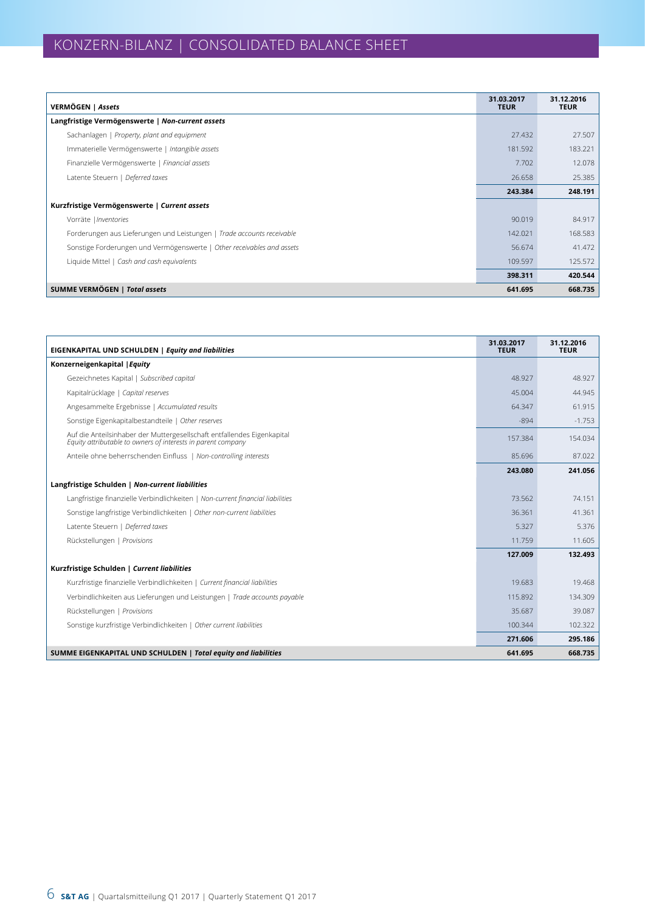# KONZERN-BILANZ | CONSOLIDATED BALANCE SHEET

| VERMÖGEN \| *Assets* | 31.03.2017 TEUR | 31.12.2016 TEUR |
|---|---|---|
| **Langfristige Vermögenswerte \| *Non-current assets*** | | |
| Sachanlagen \| *Property, plant and equipment* | 27.432 | 27.507 |
| Immaterielle Vermögenswerte \| *Intangible assets* | 181.592 | 183.221 |
| Finanzielle Vermögenswerte \| *Financial assets* | 7.702 | 12.078 |
| Latente Steuern \| *Deferred taxes* | 26.658 | 25.385 |
| | **243.384** | **248.191** |
| **Kurzfristige Vermögenswerte \| *Current assets*** | | |
| Vorräte \| *Inventories* | 90.019 | 84.917 |
| Forderungen aus Lieferungen und Leistungen \| *Trade accounts receivable* | 142.021 | 168.583 |
| Sonstige Forderungen und Vermögenswerte \| *Other receivables and assets* | 56.674 | 41.472 |
| Liquide Mittel \| *Cash and cash equivalents* | 109.597 | 125.572 |
| | **398.311** | **420.544** |
| **SUMME VERMÖGEN \| *Total assets*** | **641.695** | **668.735** |

| EIGENKAPITAL UND SCHULDEN \| *Equity and liabilities* | 31.03.2017 TEUR | 31.12.2016 TEUR |
|---|---|---|
| **Konzerneigenkapital \| *Equity*** | | |
| Gezeichnetes Kapital \| *Subscribed capital* | 48.927 | 48.927 |
| Kapitalrücklage \| *Capital reserves* | 45.004 | 44.945 |
| Angesammelte Ergebnisse \| *Accumulated results* | 64.347 | 61.915 |
| Sonstige Eigenkapitalbestandteile \| *Other reserves* | -894 | -1.753 |
| Auf die Anteilsinhaber der Muttergesellschaft entfallendes Eigenkapital *Equity attributable to owners of interests in parent company* | 157.384 | 154.034 |
| Anteile ohne beherrschenden Einfluss \| *Non-controlling interests* | 85.696 | 87.022 |
| | **243.080** | **241.056** |
| **Langfristige Schulden \| *Non-current liabilities*** | | |
| Langfristige finanzielle Verbindlichkeiten \| *Non-current financial liabilities* | 73.562 | 74.151 |
| Sonstige langfristige Verbindlichkeiten \| *Other non-current liabilities* | 36.361 | 41.361 |
| Latente Steuern \| *Deferred taxes* | 5.327 | 5.376 |
| Rückstellungen \| *Provisions* | 11.759 | 11.605 |
| | **127.009** | **132.493** |
| **Kurzfristige Schulden \| *Current liabilities*** | | |
| Kurzfristige finanzielle Verbindlichkeiten \| *Current financial liabilities* | 19.683 | 19.468 |
| Verbindlichkeiten aus Lieferungen und Leistungen \| *Trade accounts payable* | 115.892 | 134.309 |
| Rückstellungen \| *Provisions* | 35.687 | 39.087 |
| Sonstige kurzfristige Verbindlichkeiten \| *Other current liabilities* | 100.344 | 102.322 |
| | **271.606** | **295.186** |
| **SUMME EIGENKAPITAL UND SCHULDEN \| *Total equity and liabilities*** | **641.695** | **668.735** |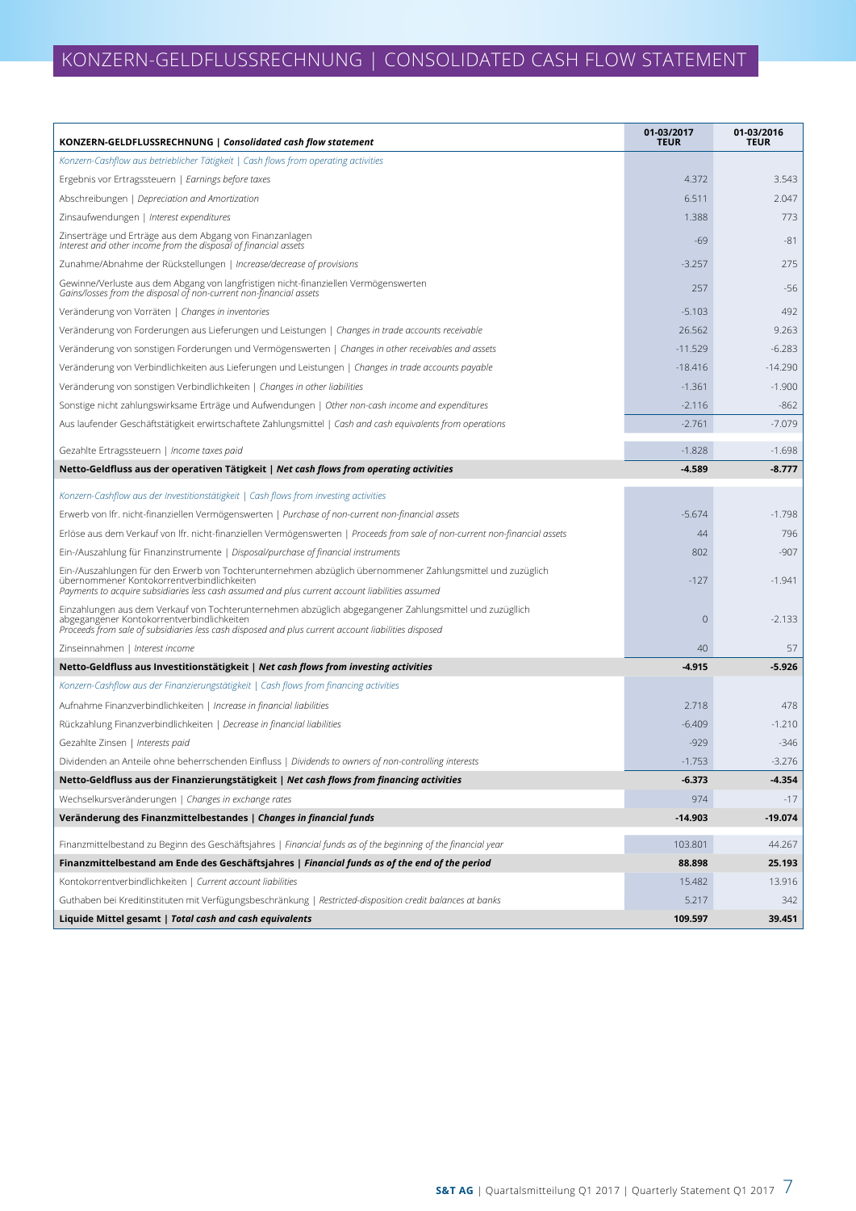# KONZERN-GELDFLUSSRECHNUNG | CONSOLIDATED CASH FLOW STATEMENT

| **KONZERN-GELDFLUSSRECHNUNG \| *Consolidated cash flow statement*** | **01-03/2017 TEUR** | **01-03/2016 TEUR** |
|---|---|---|
| *Konzern-Cashflow aus betrieblicher Tätigkeit \| Cash flows from operating activities* | | |
| Ergebnis vor Ertragssteuern \| *Earnings before taxes* | 4.372 | 3.543 |
| Abschreibungen \| *Depreciation and Amortization* | 6.511 | 2.047 |
| Zinsaufwendungen \| *Interest expenditures* | 1.388 | 773 |
| Zinserträge und Erträge aus dem Abgang von Finanzanlagen *Interest and other income from the disposal of financial assets* | -69 | -81 |
| Zunahme/Abnahme der Rückstellungen \| *Increase/decrease of provisions* | -3.257 | 275 |
| Gewinne/Verluste aus dem Abgang von langfristigen nicht-finanziellen Vermögenswerten *Gains/losses from the disposal of non-current non-financial assets* | 257 | -56 |
| Veränderung von Vorräten \| *Changes in inventories* | -5.103 | 492 |
| Veränderung von Forderungen aus Lieferungen und Leistungen \| *Changes in trade accounts receivable* | 26.562 | 9.263 |
| Veränderung von sonstigen Forderungen und Vermögenswerten \| *Changes in other receivables and assets* | -11.529 | -6.283 |
| Veränderung von Verbindlichkeiten aus Lieferungen und Leistungen \| *Changes in trade accounts payable* | -18.416 | -14.290 |
| Veränderung von sonstigen Verbindlichkeiten \| *Changes in other liabilities* | -1.361 | -1.900 |
| Sonstige nicht zahlungswirksame Erträge und Aufwendungen \| *Other non-cash income and expenditures* | -2.116 | -862 |
| Aus laufender Geschäftstätigkeit erwirtschaftete Zahlungsmittel \| *Cash and cash equivalents from operations* | -2.761 | -7.079 |
| Gezahlte Ertragssteuern \| *Income taxes paid* | -1.828 | -1.698 |
| **Netto-Geldfluss aus der operativen Tätigkeit \| *Net cash flows from operating activities*** | **-4.589** | **-8.777** |
| *Konzern-Cashflow aus der Investitionstätigkeit \| Cash flows from investing activities* | | |
| Erwerb von lfr. nicht-finanziellen Vermögenswerten \| *Purchase of non-current non-financial assets* | -5.674 | -1.798 |
| Erlöse aus dem Verkauf von lfr. nicht-finanziellen Vermögenswerten \| *Proceeds from sale of non-current non-financial assets* | 44 | 796 |
| Ein-/Auszahlung für Finanzinstrumente \| *Disposal/purchase of financial instruments* | 802 | -907 |
| Ein-/Auszahlungen für den Erwerb von Tochterunternehmen abzüglich übernommener Zahlungsmittel und zuzüglich übernommener Kontokorrentverbindlichkeiten *Payments to acquire subsidiaries less cash assumed and plus current account liabilities assumed* | -127 | -1.941 |
| Einzahlungen aus dem Verkauf von Tochterunternehmen abzüglich abgegangener Zahlungsmittel und zuzüglich abgegangener Kontokorrentverbindlichkeiten *Proceeds from sale of subsidiaries less cash disposed and plus current account liabilities disposed* | 0 | -2.133 |
| Zinseinnahmen \| *Interest income* | 40 | 57 |
| **Netto-Geldfluss aus Investitionstätigkeit \| *Net cash flows from investing activities*** | **-4.915** | **-5.926** |
| *Konzern-Cashflow aus der Finanzierungstätigkeit \| Cash flows from financing activities* | | |
| Aufnahme Finanzverbindlichkeiten \| *Increase in financial liabilities* | 2.718 | 478 |
| Rückzahlung Finanzverbindlichkeiten \| *Decrease in financial liabilities* | -6.409 | -1.210 |
| Gezahlte Zinsen \| *Interests paid* | -929 | -346 |
| Dividenden an Anteile ohne beherrschenden Einfluss \| *Dividends to owners of non-controlling interests* | -1.753 | -3.276 |
| **Netto-Geldfluss aus der Finanzierungstätigkeit \| *Net cash flows from financing activities*** | **-6.373** | **-4.354** |
| Wechselkursveränderungen \| *Changes in exchange rates* | 974 | -17 |
| **Veränderung des Finanzmittelbestandes \| *Changes in financial funds*** | **-14.903** | **-19.074** |
| Finanzmittelbestand zu Beginn des Geschäftsjahres \| *Financial funds as of the beginning of the financial year* | 103.801 | 44.267 |
| **Finanzmittelbestand am Ende des Geschäftsjahres \| *Financial funds as of the end of the period*** | **88.898** | **25.193** |
| Kontokorrentverbindlichkeiten \| *Current account liabilities* | 15.482 | 13.916 |
| Guthaben bei Kreditinstituten mit Verfügungsbeschränkung \| *Restricted-disposition credit balances at banks* | 5.217 | 342 |
| **Liquide Mittel gesamt \| *Total cash and cash equivalents*** | **109.597** | **39.451** |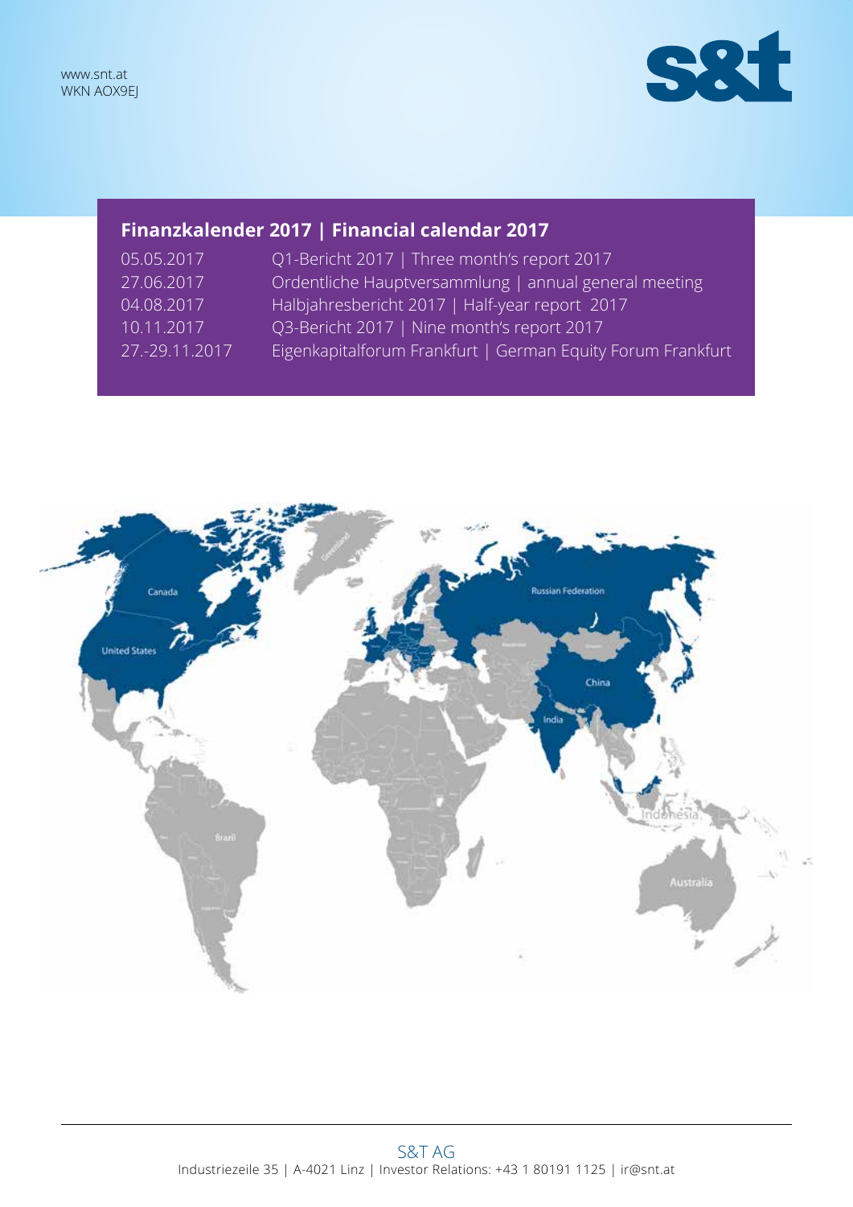www.snt.at
WKN AOX9EJ

s&t

## Finanzkalender 2017 | Financial calendar 2017

| | |
|---|---|
| 05.05.2017 | Q1-Bericht 2017 \| Three month's report 2017 |
| 27.06.2017 | Ordentliche Hauptversammlung \| annual general meeting |
| 04.08.2017 | Halbjahresbericht 2017 \| Half-year report 2017 |
| 10.11.2017 | Q3-Bericht 2017 \| Nine month's report 2017 |
| 27.-29.11.2017 | Eigenkapitalforum Frankfurt \| German Equity Forum Frankfurt |

Canada
United States
Russian Federation
China
India
Indonesia
Brazil
Australia

S&T AG
Industriezeile 35 | A-4021 Linz | Investor Relations: +43 1 80191 1125 | ir@snt.at